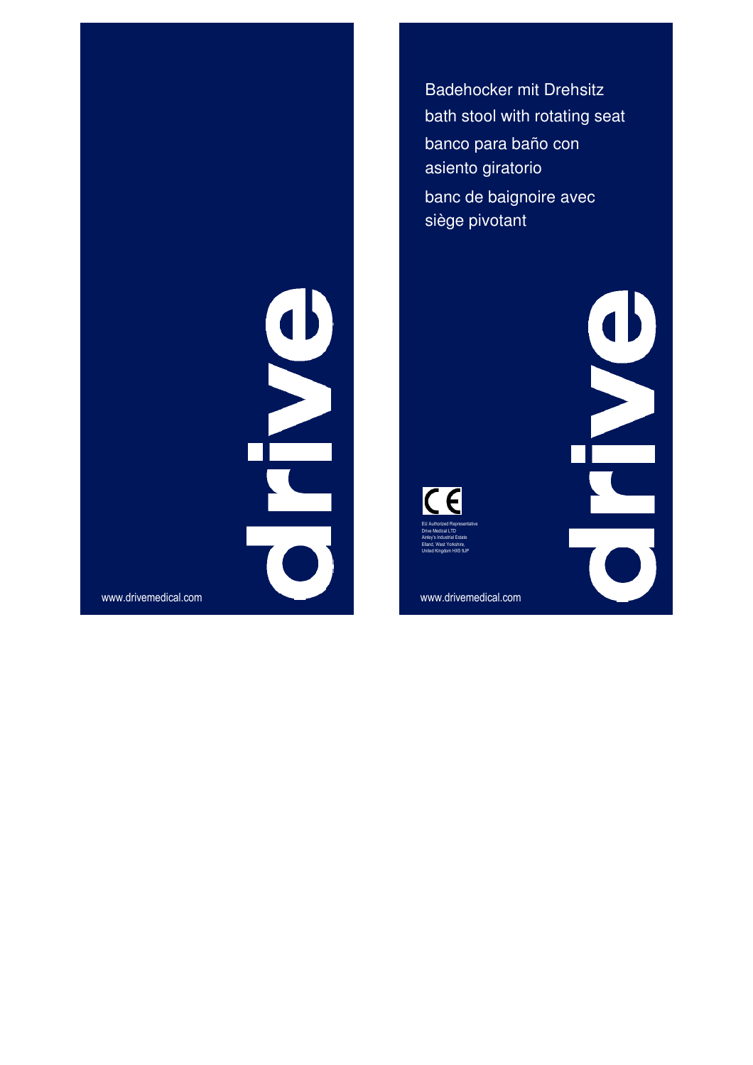drive

www.drivemedical.com

Badehocker mit Drehsitz

bath stool with rotating seat

banco para baño con asiento giratorio

banc de baignoire avec siège pivotant

CE

EU Authorized Representative
Drive Medical LTD
Ainley's Industrial Estate
Elland, West Yorkshire,
United Kingdom HX5 9JP

www.drivemedical.com

drive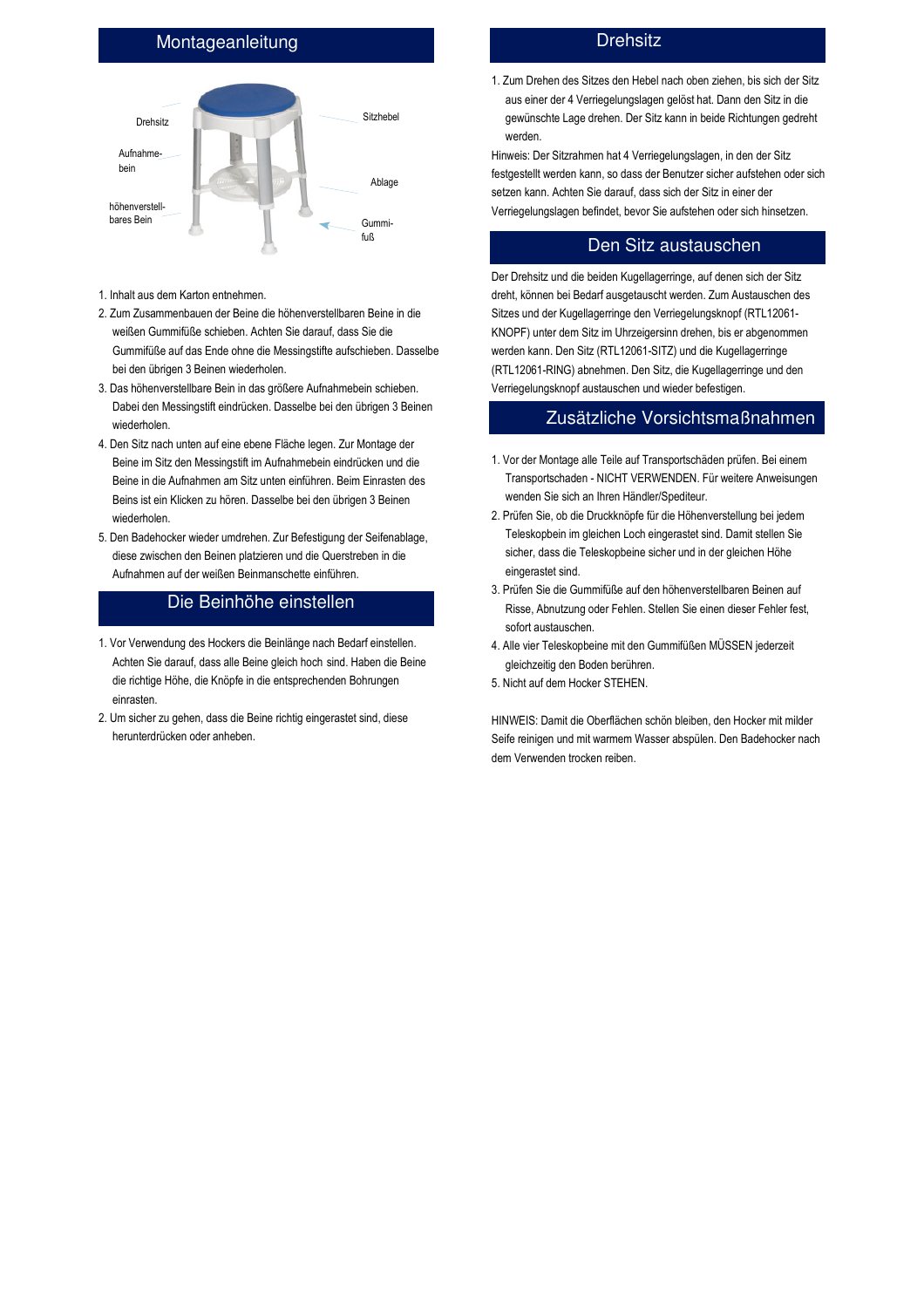## Montageanleitung

Drehsitz

Aufnahme-bein

höhenverstell-bares Bein

Sitzhebel

Ablage

Gummi-fuß

1. Inhalt aus dem Karton entnehmen.
2. Zum Zusammenbauen der Beine die höhenverstellbaren Beine in die weißen Gummifüße schieben. Achten Sie darauf, dass Sie die Gummifüße auf das Ende ohne die Messingstifte aufschieben. Dasselbe bei den übrigen 3 Beinen wiederholen.
3. Das höhenverstellbare Bein in das größere Aufnahmebein schieben. Dabei den Messingstift eindrücken. Dasselbe bei den übrigen 3 Beinen wiederholen.
4. Den Sitz nach unten auf eine ebene Fläche legen. Zur Montage der Beine im Sitz den Messingstift im Aufnahmebein eindrücken und die Beine in die Aufnahmen am Sitz unten einführen. Beim Einrasten des Beins ist ein Klicken zu hören. Dasselbe bei den übrigen 3 Beinen wiederholen.
5. Den Badehocker wieder umdrehen. Zur Befestigung der Seifenablage, diese zwischen den Beinen platzieren und die Querstreben in die Aufnahmen auf der weißen Beinmanschette einführen.

## Die Beinhöhe einstellen

1. Vor Verwendung des Hockers die Beinlänge nach Bedarf einstellen. Achten Sie darauf, dass alle Beine gleich hoch sind. Haben die Beine die richtige Höhe, die Knöpfe in die entsprechenden Bohrungen einrasten.
2. Um sicher zu gehen, dass die Beine richtig eingerastet sind, diese herunterdrücken oder anheben.

## Drehsitz

1. Zum Drehen des Sitzes den Hebel nach oben ziehen, bis sich der Sitz aus einer der 4 Verriegelungslagen gelöst hat. Dann den Sitz in die gewünschte Lage drehen. Der Sitz kann in beide Richtungen gedreht werden.

Hinweis: Der Sitzrahmen hat 4 Verriegelungslagen, in den der Sitz festgestellt werden kann, so dass der Benutzer sicher aufstehen oder sich setzen kann. Achten Sie darauf, dass sich der Sitz in einer der Verriegelungslagen befindet, bevor Sie aufstehen oder sich hinsetzen.

## Den Sitz austauschen

Der Drehsitz und die beiden Kugellagerringe, auf denen sich der Sitz dreht, können bei Bedarf ausgetauscht werden. Zum Austauschen des Sitzes und der Kugellagerringe den Verriegelungsknopf (RTL12061-KNOPF) unter dem Sitz im Uhrzeigersinn drehen, bis er abgenommen werden kann. Den Sitz (RTL12061-SITZ) und die Kugellagerringe (RTL12061-RING) abnehmen. Den Sitz, die Kugellagerringe und den Verriegelungsknopf austauschen und wieder befestigen.

## Zusätzliche Vorsichtsmaßnahmen

1. Vor der Montage alle Teile auf Transportschäden prüfen. Bei einem Transportschaden - NICHT VERWENDEN. Für weitere Anweisungen wenden Sie sich an Ihren Händler/Spediteur.
2. Prüfen Sie, ob die Druckknöpfe für die Höhenverstellung bei jedem Teleskopbein im gleichen Loch eingerastet sind. Damit stellen Sie sicher, dass die Teleskopbeine sicher und in der gleichen Höhe eingerastet sind.
3. Prüfen Sie die Gummifüße auf den höhenverstellbaren Beinen auf Risse, Abnutzung oder Fehlen. Stellen Sie einen dieser Fehler fest, sofort austauschen.
4. Alle vier Teleskopbeine mit den Gummifüßen MÜSSEN jederzeit gleichzeitig den Boden berühren.
5. Nicht auf dem Hocker STEHEN.

HINWEIS: Damit die Oberflächen schön bleiben, den Hocker mit milder Seife reinigen und mit warmem Wasser abspülen. Den Badehocker nach dem Verwenden trocken reiben.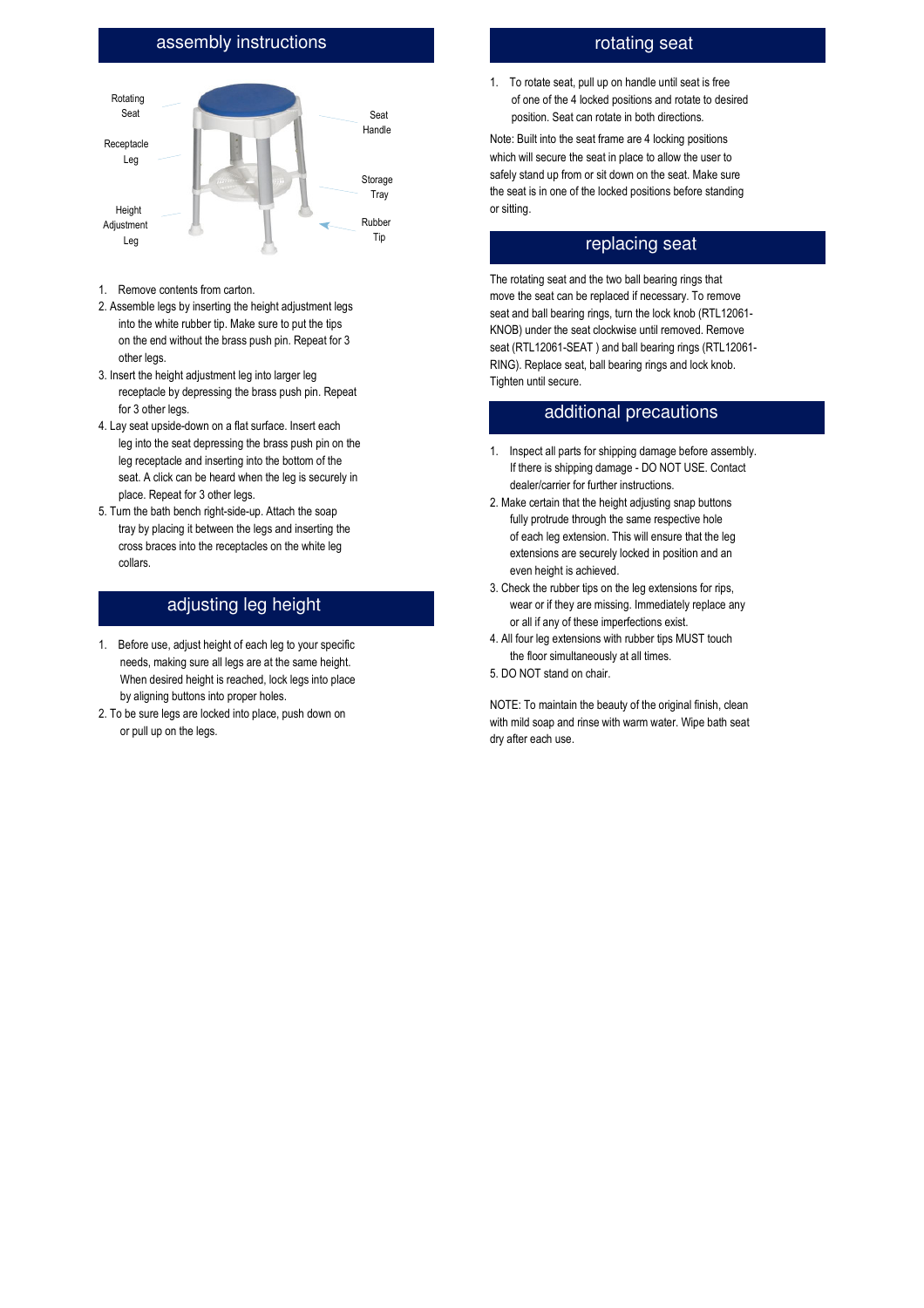## assembly instructions

Rotating Seat

Receptacle Leg

Height Adjustment Leg

Seat Handle

Storage Tray

Rubber Tip

1. Remove contents from carton.
2. Assemble legs by inserting the height adjustment legs into the white rubber tip. Make sure to put the tips on the end without the brass push pin. Repeat for 3 other legs.
3. Insert the height adjustment leg into larger leg receptacle by depressing the brass push pin. Repeat for 3 other legs.
4. Lay seat upside-down on a flat surface. Insert each leg into the seat depressing the brass push pin on the leg receptacle and inserting into the bottom of the seat. A click can be heard when the leg is securely in place. Repeat for 3 other legs.
5. Turn the bath bench right-side-up. Attach the soap tray by placing it between the legs and inserting the cross braces into the receptacles on the white leg collars.

## adjusting leg height

1. Before use, adjust height of each leg to your specific needs, making sure all legs are at the same height. When desired height is reached, lock legs into place by aligning buttons into proper holes.
2. To be sure legs are locked into place, push down on or pull up on the legs.

## rotating seat

1. To rotate seat, pull up on handle until seat is free of one of the 4 locked positions and rotate to desired position. Seat can rotate in both directions.

Note: Built into the seat frame are 4 locking positions which will secure the seat in place to allow the user to safely stand up from or sit down on the seat. Make sure the seat is in one of the locked positions before standing or sitting.

## replacing seat

The rotating seat and the two ball bearing rings that move the seat can be replaced if necessary. To remove seat and ball bearing rings, turn the lock knob (RTL12061-KNOB) under the seat clockwise until removed. Remove seat (RTL12061-SEAT ) and ball bearing rings (RTL12061-RING). Replace seat, ball bearing rings and lock knob. Tighten until secure.

## additional precautions

1. Inspect all parts for shipping damage before assembly. If there is shipping damage - DO NOT USE. Contact dealer/carrier for further instructions.
2. Make certain that the height adjusting snap buttons fully protrude through the same respective hole of each leg extension. This will ensure that the leg extensions are securely locked in position and an even height is achieved.
3. Check the rubber tips on the leg extensions for rips, wear or if they are missing. Immediately replace any or all if any of these imperfections exist.
4. All four leg extensions with rubber tips MUST touch the floor simultaneously at all times.
5. DO NOT stand on chair.

NOTE: To maintain the beauty of the original finish, clean with mild soap and rinse with warm water. Wipe bath seat dry after each use.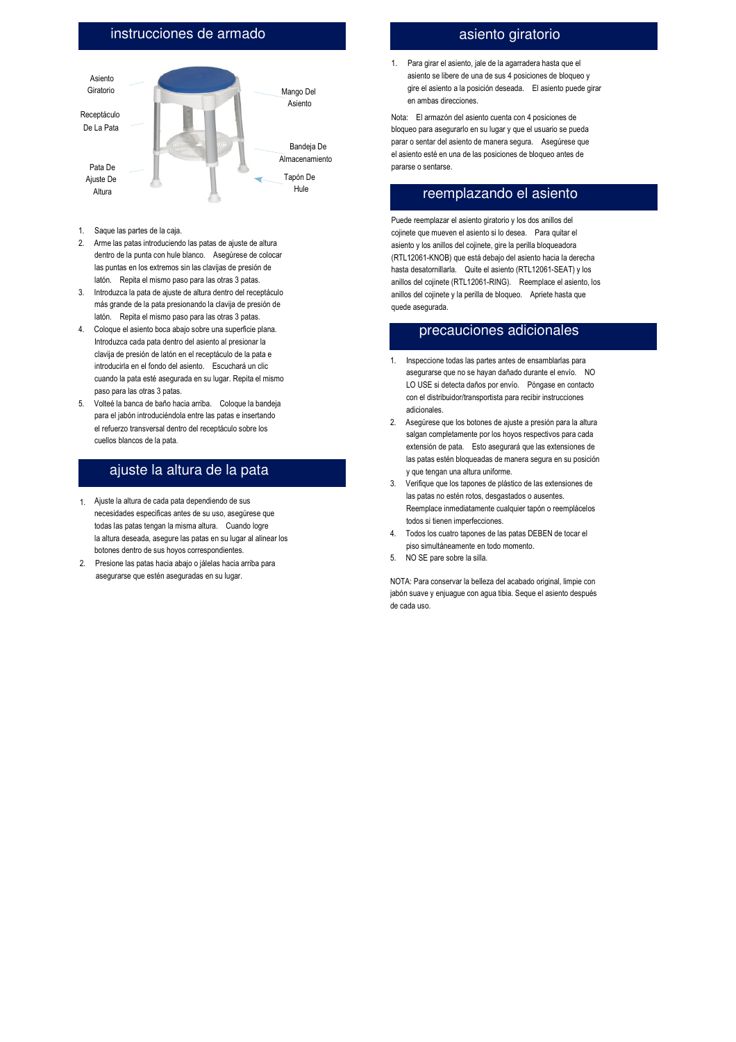## instrucciones de armado

Asiento Giratorio

Receptáculo De La Pata

Pata De Ajuste De Altura

Mango Del Asiento

Bandeja De Almacenamiento

Tapón De Hule

1. Saque las partes de la caja.
2. Arme las patas introduciendo las patas de ajuste de altura dentro de la punta con hule blanco. Asegúrese de colocar las puntas en los extremos sin las clavijas de presión de latón. Repita el mismo paso para las otras 3 patas.
3. Introduzca la pata de ajuste de altura dentro del receptáculo más grande de la pata presionando la clavija de presión de latón. Repita el mismo paso para las otras 3 patas.
4. Coloque el asiento boca abajo sobre una superficie plana. Introduzca cada pata dentro del asiento al presionar la clavija de presión de latón en el receptáculo de la pata e introducirla en el fondo del asiento. Escuchará un clic cuando la pata esté asegurada en su lugar. Repita el mismo paso para las otras 3 patas.
5. Volteé la banca de baño hacia arriba. Coloque la bandeja para el jabón introduciéndola entre las patas e insertando el refuerzo transversal dentro del receptáculo sobre los cuellos blancos de la pata.

## ajuste la altura de la pata

1. Ajuste la altura de cada pata dependiendo de sus necesidades especificas antes de su uso, asegúrese que todas las patas tengan la misma altura. Cuando logre la altura deseada, asegure las patas en su lugar al alinear los botones dentro de sus hoyos correspondientes.
2. Presione las patas hacia abajo o jálelas hacia arriba para asegurarse que estén aseguradas en su lugar.

## asiento giratorio

1. Para girar el asiento, jale de la agarradera hasta que el asiento se libere de una de sus 4 posiciones de bloqueo y gire el asiento a la posición deseada. El asiento puede girar en ambas direcciones.

Nota: El armazón del asiento cuenta con 4 posiciones de bloqueo para asegurarlo en su lugar y que el usuario se pueda parar o sentar del asiento de manera segura. Asegúrese que el asiento esté en una de las posiciones de bloqueo antes de pararse o sentarse.

## reemplazando el asiento

Puede reemplazar el asiento giratorio y los dos anillos del cojinete que mueven el asiento si lo desea. Para quitar el asiento y los anillos del cojinete, gire la perilla bloqueadora (RTL12061-KNOB) que está debajo del asiento hacia la derecha hasta desatornillarla. Quite el asiento (RTL12061-SEAT) y los anillos del cojinete (RTL12061-RING). Reemplace el asiento, los anillos del cojinete y la perilla de bloqueo. Apriete hasta que quede asegurada.

## precauciones adicionales

1. Inspeccione todas las partes antes de ensamblarlas para asegurarse que no se hayan dañado durante el envío. NO LO USE si detecta daños por envío. Póngase en contacto con el distribuidor/transportista para recibir instrucciones adicionales.
2. Asegúrese que los botones de ajuste a presión para la altura salgan completamente por los hoyos respectivos para cada extensión de pata. Esto asegurará que las extensiones de las patas estén bloqueadas de manera segura en su posición y que tengan una altura uniforme.
3. Verifique que los tapones de plástico de las extensiones de las patas no estén rotos, desgastados o ausentes. Reemplace inmediatamente cualquier tapón o reemplácelos todos si tienen imperfecciones.
4. Todos los cuatro tapones de las patas DEBEN de tocar el piso simultáneamente en todo momento.
5. NO SE pare sobre la silla.

NOTA: Para conservar la belleza del acabado original, limpie con jabón suave y enjuague con agua tibia. Seque el asiento después de cada uso.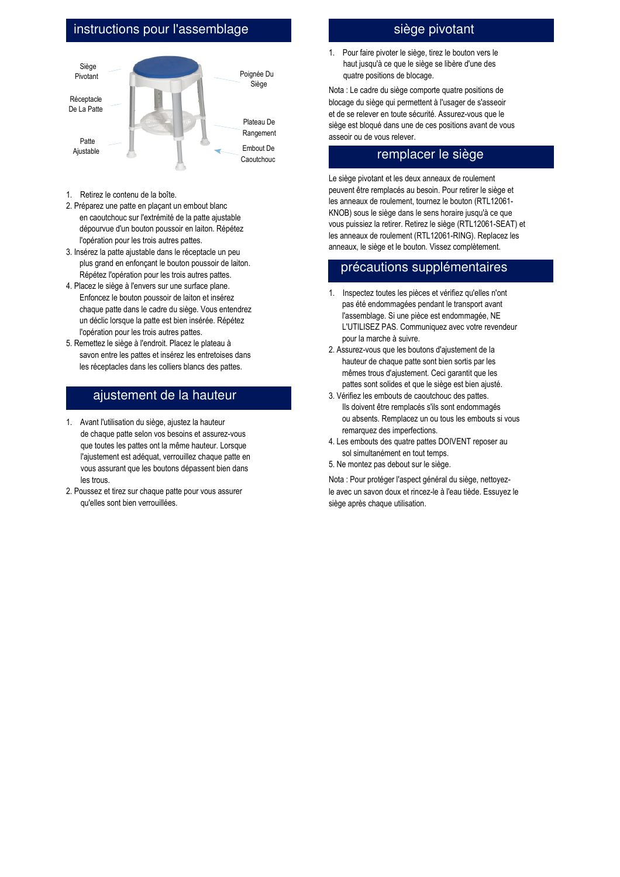## instructions pour l'assemblage

Siège Pivotant

Réceptacle De La Patte

Patte Ajustable

Poignée Du Siège

Plateau De Rangement

Embout De Caoutchouc

1. Retirez le contenu de la boîte.
2. Préparez une patte en plaçant un embout blanc en caoutchouc sur l'extrémité de la patte ajustable dépourvue d'un bouton poussoir en laiton. Répétez l'opération pour les trois autres pattes.
3. Insérez la patte ajustable dans le réceptacle un peu plus grand en enfonçant le bouton poussoir de laiton. Répétez l'opération pour les trois autres pattes.
4. Placez le siège à l'envers sur une surface plane. Enfoncez le bouton poussoir de laiton et insérez chaque patte dans le cadre du siège. Vous entendrez un déclic lorsque la patte est bien insérée. Répétez l'opération pour les trois autres pattes.
5. Remettez le siège à l'endroit. Placez le plateau à savon entre les pattes et insérez les entretoises dans les réceptacles dans les colliers blancs des pattes.

## ajustement de la hauteur

1. Avant l'utilisation du siège, ajustez la hauteur de chaque patte selon vos besoins et assurez-vous que toutes les pattes ont la même hauteur. Lorsque l'ajustement est adéquat, verrouillez chaque patte en vous assurant que les boutons dépassent bien dans les trous.
2. Poussez et tirez sur chaque patte pour vous assurer qu'elles sont bien verrouillées.

## siège pivotant

1. Pour faire pivoter le siège, tirez le bouton vers le haut jusqu'à ce que le siège se libère d'une des quatre positions de blocage.

Nota : Le cadre du siège comporte quatre positions de blocage du siège qui permettent à l'usager de s'asseoir et de se relever en toute sécurité. Assurez-vous que le siège est bloqué dans une de ces positions avant de vous asseoir ou de vous relever.

## remplacer le siège

Le siège pivotant et les deux anneaux de roulement peuvent être remplacés au besoin. Pour retirer le siège et les anneaux de roulement, tournez le bouton (RTL12061-KNOB) sous le siège dans le sens horaire jusqu'à ce que vous puissiez la retirer. Retirez le siège (RTL12061-SEAT) et les anneaux de roulement (RTL12061-RING). Replacez les anneaux, le siège et le bouton. Vissez complètement.

## précautions supplémentaires

1. Inspectez toutes les pièces et vérifiez qu'elles n'ont pas été endommagées pendant le transport avant l'assemblage. Si une pièce est endommagée, NE L'UTILISEZ PAS. Communiquez avec votre revendeur pour la marche à suivre.
2. Assurez-vous que les boutons d'ajustement de la hauteur de chaque patte sont bien sortis par les mêmes trous d'ajustement. Ceci garantit que les pattes sont solides et que le siège est bien ajusté.
3. Vérifiez les embouts de caoutchouc des pattes. Ils doivent être remplacés s'ils sont endommagés ou absents. Remplacez un ou tous les embouts si vous remarquez des imperfections.
4. Les embouts des quatre pattes DOIVENT reposer au sol simultanément en tout temps.
5. Ne montez pas debout sur le siège.

Nota : Pour protéger l'aspect général du siège, nettoyez-le avec un savon doux et rincez-le à l'eau tiède. Essuyez le siège après chaque utilisation.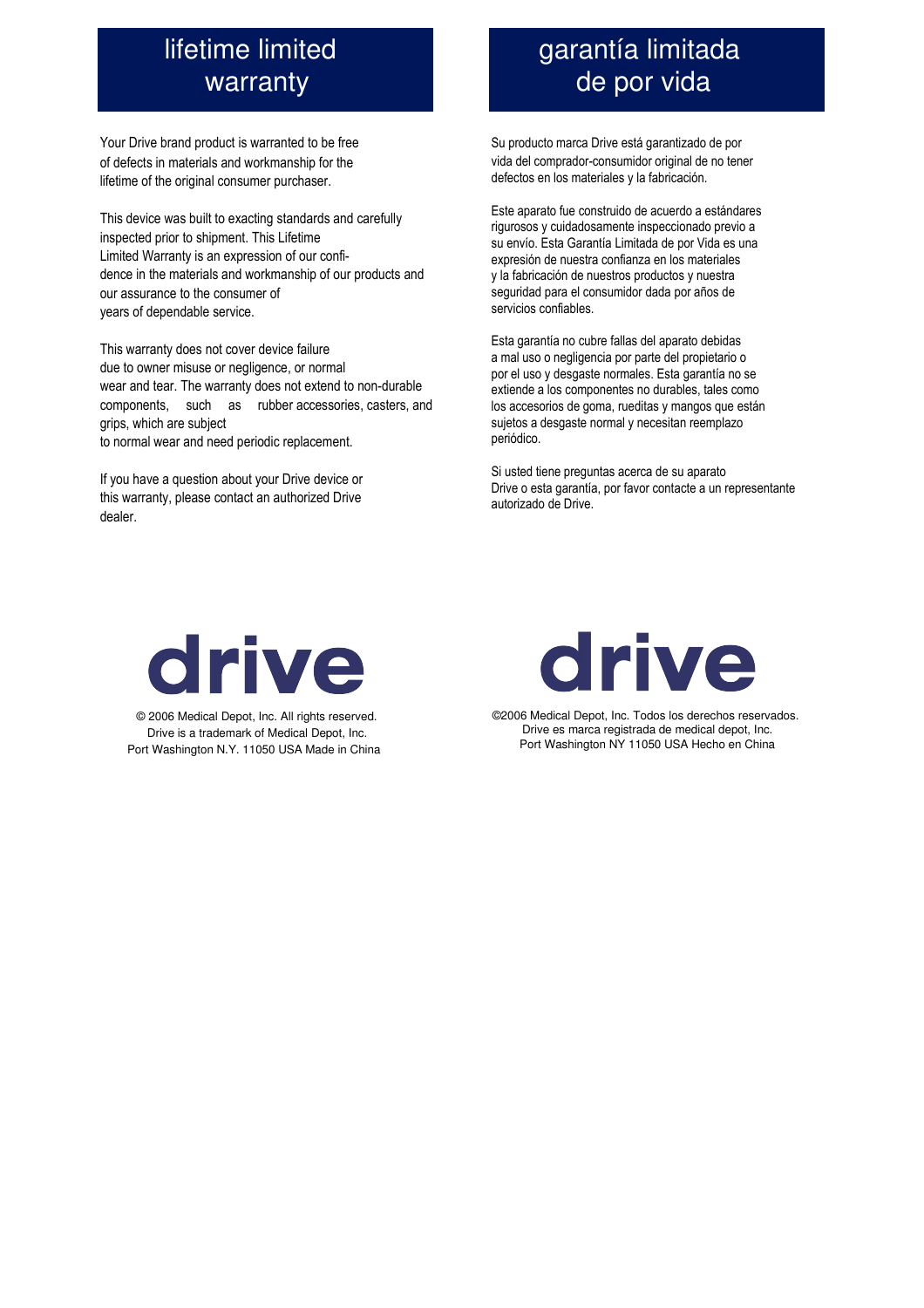# lifetime limited warranty

Your Drive brand product is warranted to be free of defects in materials and workmanship for the lifetime of the original consumer purchaser.

This device was built to exacting standards and carefully inspected prior to shipment. This Lifetime Limited Warranty is an expression of our confidence in the materials and workmanship of our products and our assurance to the consumer of years of dependable service.

This warranty does not cover device failure due to owner misuse or negligence, or normal wear and tear. The warranty does not extend to non-durable components, such as rubber accessories, casters, and grips, which are subject to normal wear and need periodic replacement.

If you have a question about your Drive device or this warranty, please contact an authorized Drive dealer.

drive

© 2006 Medical Depot, Inc. All rights reserved.
Drive is a trademark of Medical Depot, Inc.
Port Washington N.Y. 11050 USA Made in China

# garantía limitada de por vida

Su producto marca Drive está garantizado de por vida del comprador-consumidor original de no tener defectos en los materiales y la fabricación.

Este aparato fue construido de acuerdo a estándares rigurosos y cuidadosamente inspeccionado previo a su envío. Esta Garantía Limitada de por Vida es una expresión de nuestra confianza en los materiales y la fabricación de nuestros productos y nuestra seguridad para el consumidor dada por años de servicios confiables.

Esta garantía no cubre fallas del aparato debidas a mal uso o negligencia por parte del propietario o por el uso y desgaste normales. Esta garantía no se extiende a los componentes no durables, tales como los accesorios de goma, rueditas y mangos que están sujetos a desgaste normal y necesitan reemplazo periódico.

Si usted tiene preguntas acerca de su aparato Drive o esta garantía, por favor contacte a un representante autorizado de Drive.

drive

©2006 Medical Depot, Inc. Todos los derechos reservados.
Drive es marca registrada de medical depot, Inc.
Port Washington NY 11050 USA Hecho en China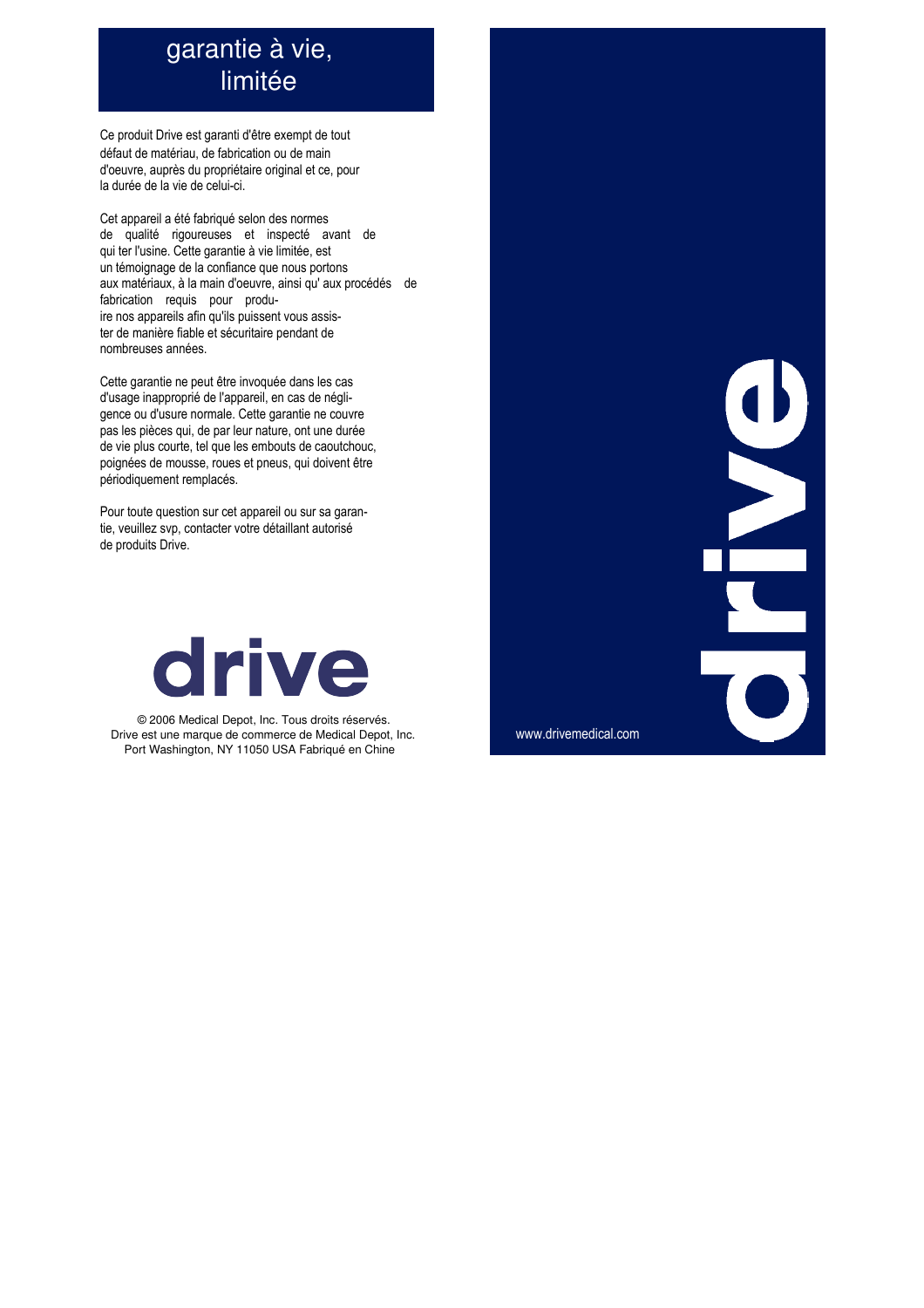# garantie à vie, limitée

Ce produit Drive est garanti d'être exempt de tout défaut de matériau, de fabrication ou de main d'oeuvre, auprès du propriétaire original et ce, pour la durée de la vie de celui-ci.

Cet appareil a été fabriqué selon des normes de qualité rigoureuses et inspecté avant de qui ter l'usine. Cette garantie à vie limitée, est un témoignage de la confiance que nous portons aux matériaux, à la main d'oeuvre, ainsi qu' aux procédés de fabrication requis pour produire nos appareils afin qu'ils puissent vous assister de manière fiable et sécuritaire pendant de nombreuses années.

Cette garantie ne peut être invoquée dans les cas d'usage inapproprié de l'appareil, en cas de négligence ou d'usure normale. Cette garantie ne couvre pas les pièces qui, de par leur nature, ont une durée de vie plus courte, tel que les embouts de caoutchouc, poignées de mousse, roues et pneus, qui doivent être périodiquement remplacés.

Pour toute question sur cet appareil ou sur sa garantie, veuillez svp, contacter votre détaillant autorisé de produits Drive.

drive

© 2006 Medical Depot, Inc. Tous droits réservés.
Drive est une marque de commerce de Medical Depot, Inc.
Port Washington, NY 11050 USA Fabriqué en Chine

www.drivemedical.com

drive